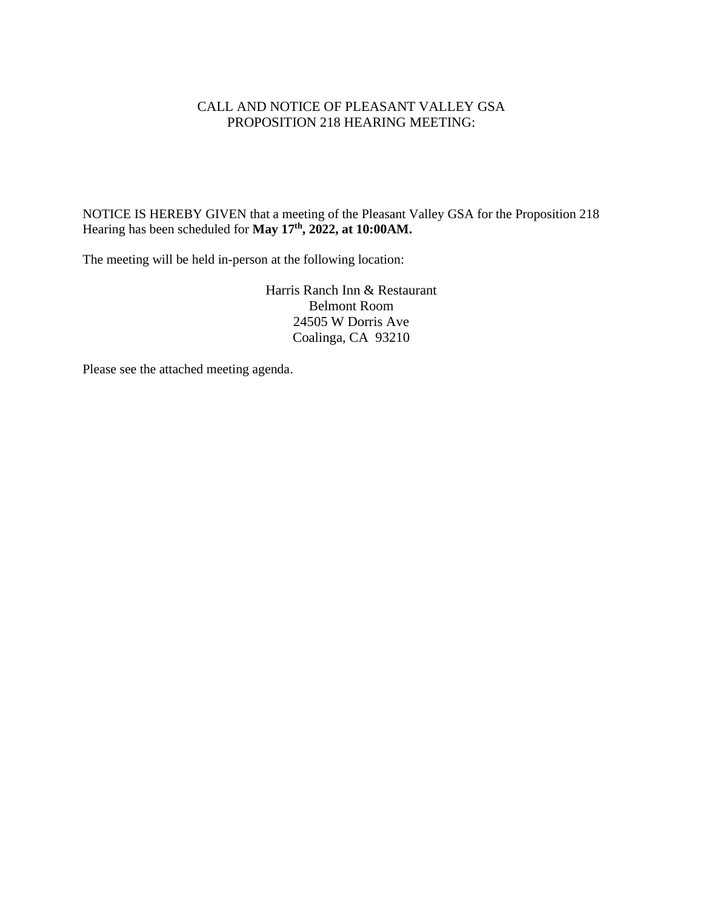# CALL AND NOTICE OF PLEASANT VALLEY GSA PROPOSITION 218 HEARING MEETING:

NOTICE IS HEREBY GIVEN that a meeting of the Pleasant Valley GSA for the Proposition 218 Hearing has been scheduled for **May 17th, 2022, at 10:00AM.**

The meeting will be held in-person at the following location:

Harris Ranch Inn & Restaurant
Belmont Room
24505 W Dorris Ave
Coalinga, CA 93210

Please see the attached meeting agenda.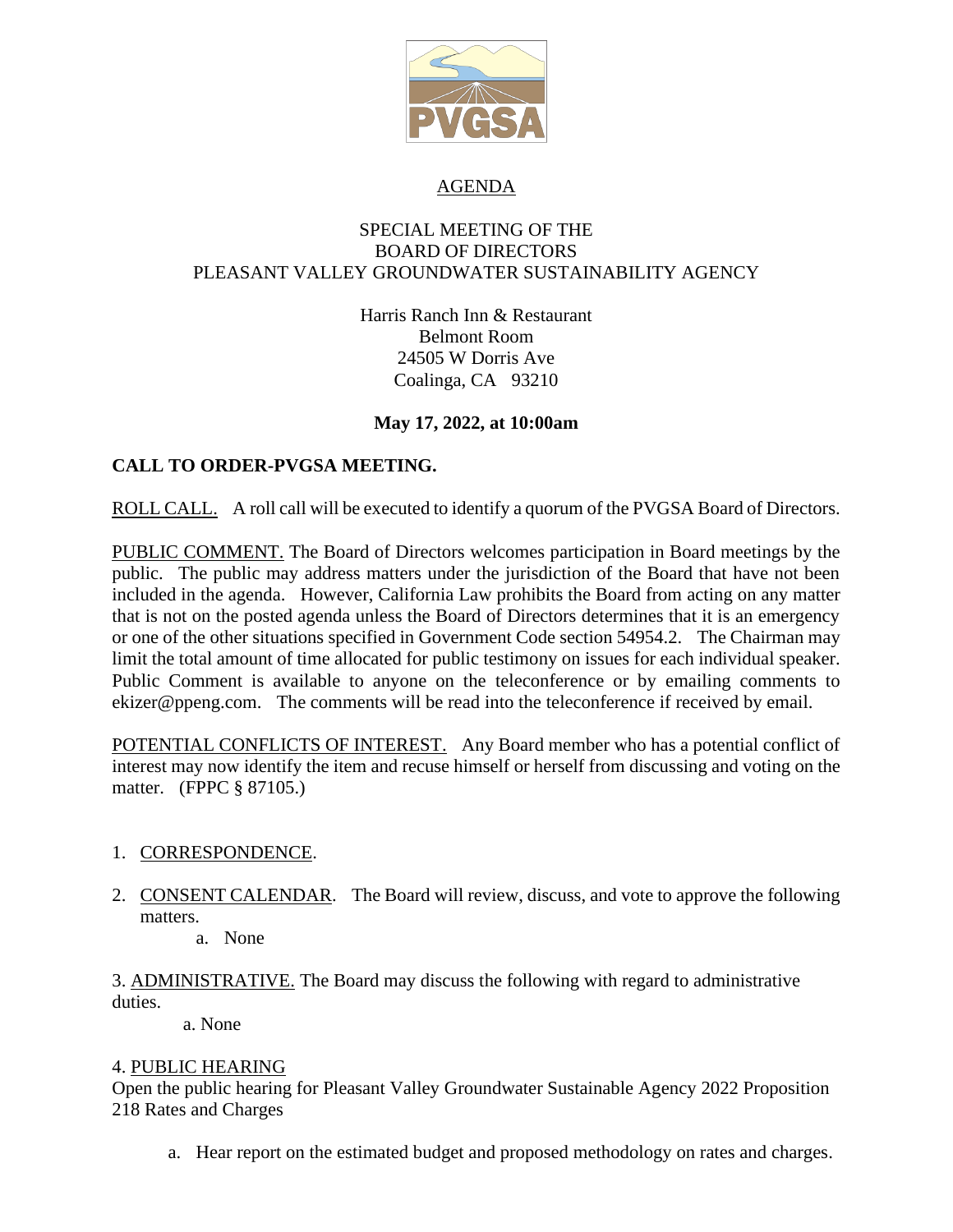# AGENDA

SPECIAL MEETING OF THE
BOARD OF DIRECTORS
PLEASANT VALLEY GROUNDWATER SUSTAINABILITY AGENCY

Harris Ranch Inn & Restaurant
Belmont Room
24505 W Dorris Ave
Coalinga, CA 93210

**May 17, 2022, at 10:00am**

**CALL TO ORDER-PVGSA MEETING.**

ROLL CALL. A roll call will be executed to identify a quorum of the PVGSA Board of Directors.

PUBLIC COMMENT. The Board of Directors welcomes participation in Board meetings by the public. The public may address matters under the jurisdiction of the Board that have not been included in the agenda. However, California Law prohibits the Board from acting on any matter that is not on the posted agenda unless the Board of Directors determines that it is an emergency or one of the other situations specified in Government Code section 54954.2. The Chairman may limit the total amount of time allocated for public testimony on issues for each individual speaker. Public Comment is available to anyone on the teleconference or by emailing comments to ekizer@ppeng.com. The comments will be read into the teleconference if received by email.

POTENTIAL CONFLICTS OF INTEREST. Any Board member who has a potential conflict of interest may now identify the item and recuse himself or herself from discussing and voting on the matter. (FPPC § 87105.)

1. CORRESPONDENCE.
2. CONSENT CALENDAR. The Board will review, discuss, and vote to approve the following matters.
   a. None

3. ADMINISTRATIVE. The Board may discuss the following with regard to administrative duties.

   a. None

4. PUBLIC HEARING

Open the public hearing for Pleasant Valley Groundwater Sustainable Agency 2022 Proposition 218 Rates and Charges

   a. Hear report on the estimated budget and proposed methodology on rates and charges.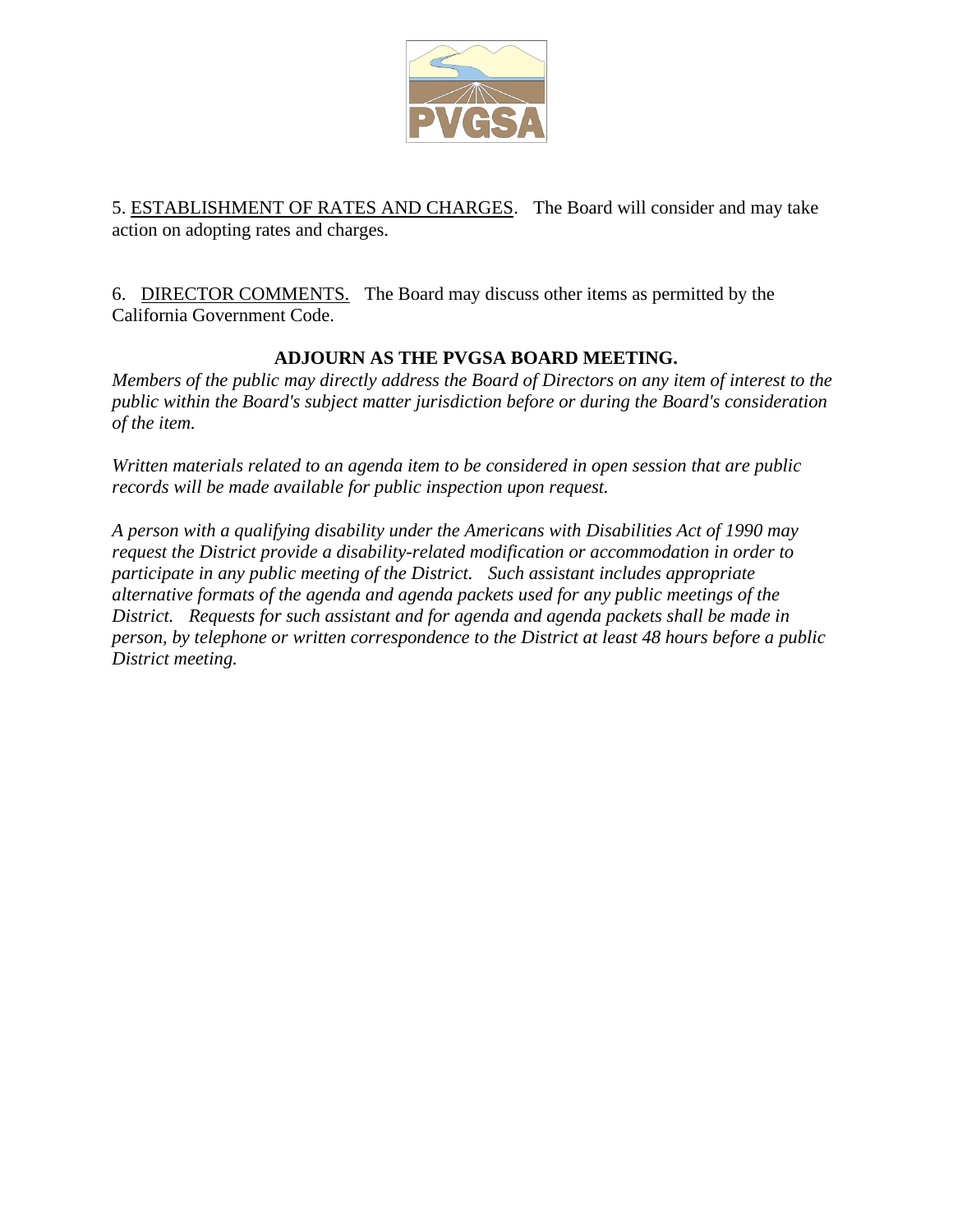5. ESTABLISHMENT OF RATES AND CHARGES. The Board will consider and may take action on adopting rates and charges.

6. DIRECTOR COMMENTS. The Board may discuss other items as permitted by the California Government Code.

**ADJOURN AS THE PVGSA BOARD MEETING.**

*Members of the public may directly address the Board of Directors on any item of interest to the public within the Board's subject matter jurisdiction before or during the Board's consideration of the item.*

*Written materials related to an agenda item to be considered in open session that are public records will be made available for public inspection upon request.*

*A person with a qualifying disability under the Americans with Disabilities Act of 1990 may request the District provide a disability-related modification or accommodation in order to participate in any public meeting of the District. Such assistant includes appropriate alternative formats of the agenda and agenda packets used for any public meetings of the District. Requests for such assistant and for agenda and agenda packets shall be made in person, by telephone or written correspondence to the District at least 48 hours before a public District meeting.*